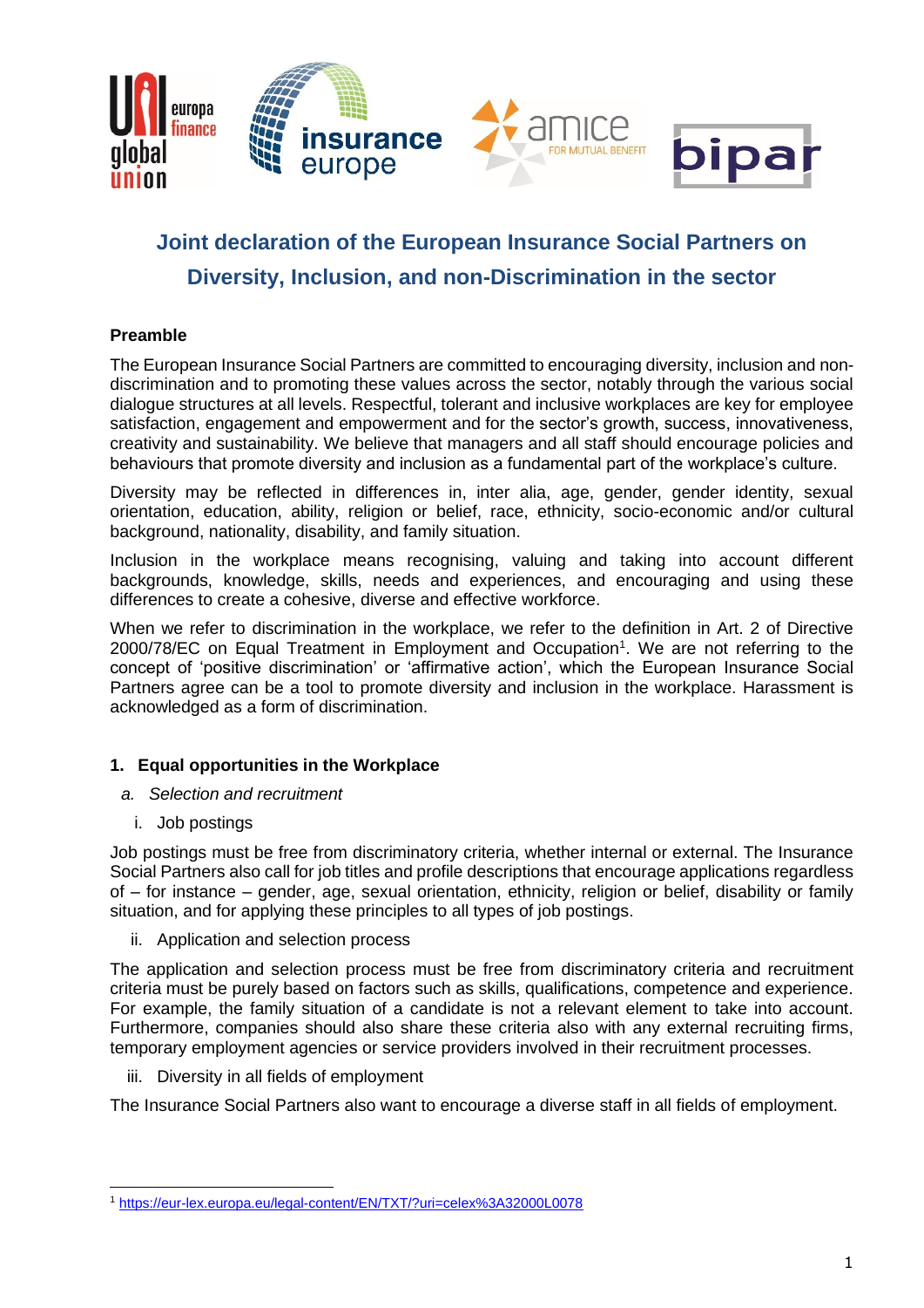# Joint declaration of the European Insurance Social Partners on Diversity, Inclusion, and non-Discrimination in the sector

**Preamble**

The European Insurance Social Partners are committed to encouraging diversity, inclusion and non-discrimination and to promoting these values across the sector, notably through the various social dialogue structures at all levels. Respectful, tolerant and inclusive workplaces are key for employee satisfaction, engagement and empowerment and for the sector's growth, success, innovativeness, creativity and sustainability. We believe that managers and all staff should encourage policies and behaviours that promote diversity and inclusion as a fundamental part of the workplace's culture.

Diversity may be reflected in differences in, inter alia, age, gender, gender identity, sexual orientation, education, ability, religion or belief, race, ethnicity, socio-economic and/or cultural background, nationality, disability, and family situation.

Inclusion in the workplace means recognising, valuing and taking into account different backgrounds, knowledge, skills, needs and experiences, and encouraging and using these differences to create a cohesive, diverse and effective workforce.

When we refer to discrimination in the workplace, we refer to the definition in Art. 2 of Directive 2000/78/EC on Equal Treatment in Employment and Occupation[1]. We are not referring to the concept of 'positive discrimination' or 'affirmative action', which the European Insurance Social Partners agree can be a tool to promote diversity and inclusion in the workplace. Harassment is acknowledged as a form of discrimination.

## 1. Equal opportunities in the Workplace

*a. Selection and recruitment*

i. Job postings

Job postings must be free from discriminatory criteria, whether internal or external. The Insurance Social Partners also call for job titles and profile descriptions that encourage applications regardless of – for instance – gender, age, sexual orientation, ethnicity, religion or belief, disability or family situation, and for applying these principles to all types of job postings.

ii. Application and selection process

The application and selection process must be free from discriminatory criteria and recruitment criteria must be purely based on factors such as skills, qualifications, competence and experience. For example, the family situation of a candidate is not a relevant element to take into account. Furthermore, companies should also share these criteria also with any external recruiting firms, temporary employment agencies or service providers involved in their recruitment processes.

iii. Diversity in all fields of employment

The Insurance Social Partners also want to encourage a diverse staff in all fields of employment.

---

[1] https://eur-lex.europa.eu/legal-content/EN/TXT/?uri=celex%3A32000L0078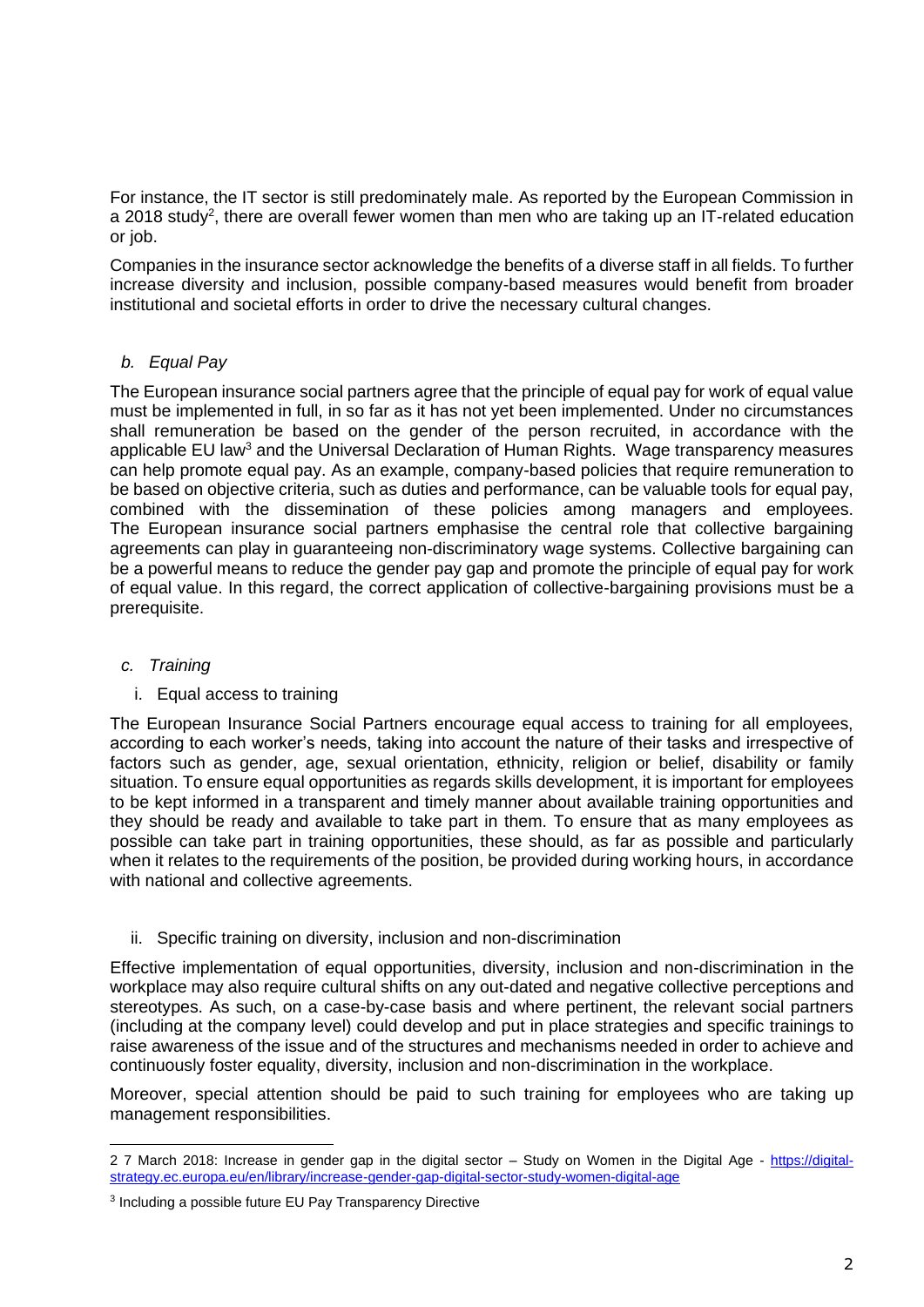For instance, the IT sector is still predominately male. As reported by the European Commission in a 2018 study[2], there are overall fewer women than men who are taking up an IT-related education or job.

Companies in the insurance sector acknowledge the benefits of a diverse staff in all fields. To further increase diversity and inclusion, possible company-based measures would benefit from broader institutional and societal efforts in order to drive the necessary cultural changes.

### *b. Equal Pay*

The European insurance social partners agree that the principle of equal pay for work of equal value must be implemented in full, in so far as it has not yet been implemented. Under no circumstances shall remuneration be based on the gender of the person recruited, in accordance with the applicable EU law[3] and the Universal Declaration of Human Rights. Wage transparency measures can help promote equal pay. As an example, company-based policies that require remuneration to be based on objective criteria, such as duties and performance, can be valuable tools for equal pay, combined with the dissemination of these policies among managers and employees. The European insurance social partners emphasise the central role that collective bargaining agreements can play in guaranteeing non-discriminatory wage systems. Collective bargaining can be a powerful means to reduce the gender pay gap and promote the principle of equal pay for work of equal value. In this regard, the correct application of collective-bargaining provisions must be a prerequisite.

### *c. Training*

#### i. Equal access to training

The European Insurance Social Partners encourage equal access to training for all employees, according to each worker's needs, taking into account the nature of their tasks and irrespective of factors such as gender, age, sexual orientation, ethnicity, religion or belief, disability or family situation. To ensure equal opportunities as regards skills development, it is important for employees to be kept informed in a transparent and timely manner about available training opportunities and they should be ready and available to take part in them. To ensure that as many employees as possible can take part in training opportunities, these should, as far as possible and particularly when it relates to the requirements of the position, be provided during working hours, in accordance with national and collective agreements.

#### ii. Specific training on diversity, inclusion and non-discrimination

Effective implementation of equal opportunities, diversity, inclusion and non-discrimination in the workplace may also require cultural shifts on any out-dated and negative collective perceptions and stereotypes. As such, on a case-by-case basis and where pertinent, the relevant social partners (including at the company level) could develop and put in place strategies and specific trainings to raise awareness of the issue and of the structures and mechanisms needed in order to achieve and continuously foster equality, diversity, inclusion and non-discrimination in the workplace.

Moreover, special attention should be paid to such training for employees who are taking up management responsibilities.

---

[2] 7 March 2018: Increase in gender gap in the digital sector – Study on Women in the Digital Age - [https://digital-strategy.ec.europa.eu/en/library/increase-gender-gap-digital-sector-study-women-digital-age](https://digital-strategy.ec.europa.eu/en/library/increase-gender-gap-digital-sector-study-women-digital-age)

[3] Including a possible future EU Pay Transparency Directive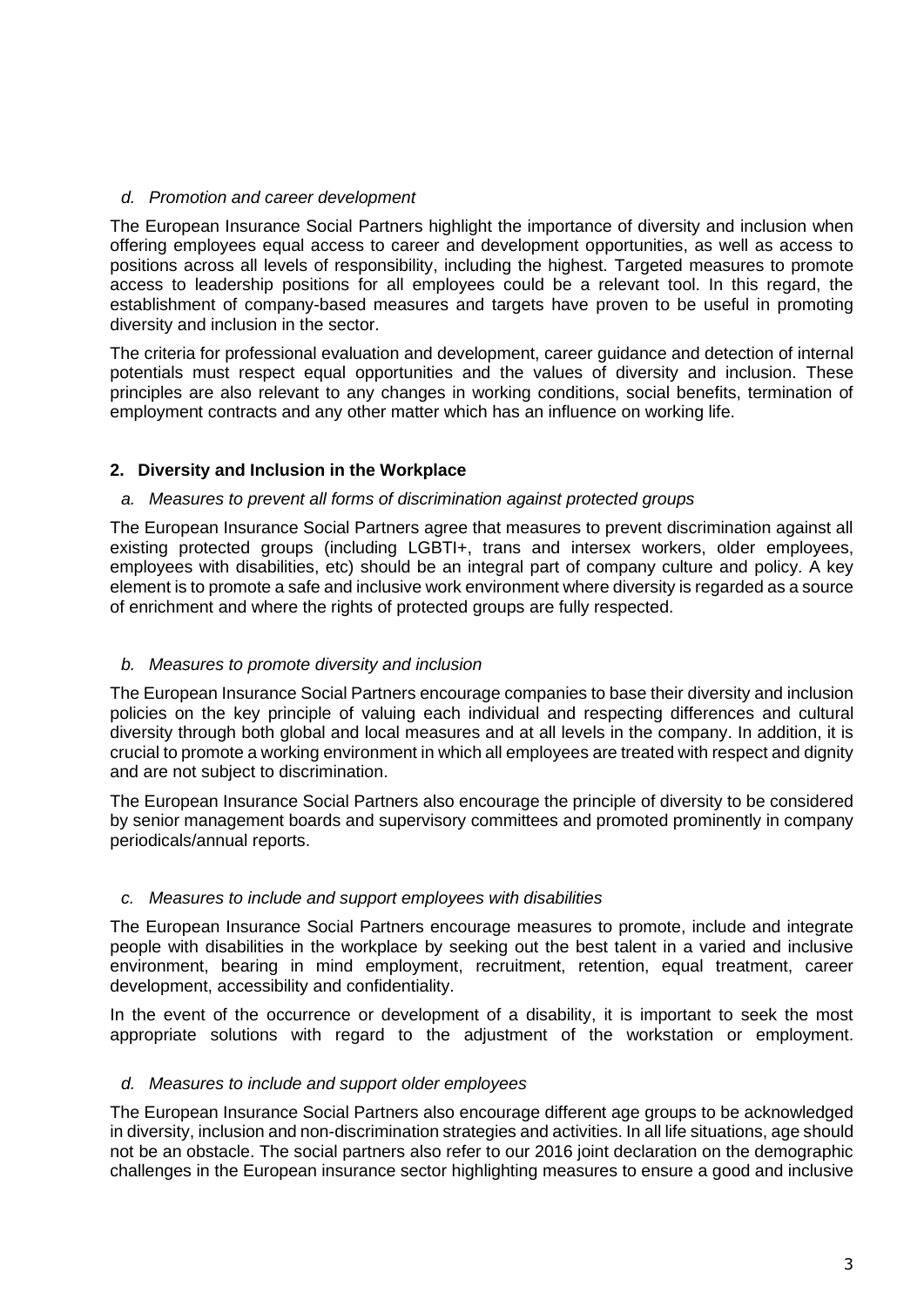*d. Promotion and career development*

The European Insurance Social Partners highlight the importance of diversity and inclusion when offering employees equal access to career and development opportunities, as well as access to positions across all levels of responsibility, including the highest. Targeted measures to promote access to leadership positions for all employees could be a relevant tool. In this regard, the establishment of company-based measures and targets have proven to be useful in promoting diversity and inclusion in the sector.

The criteria for professional evaluation and development, career guidance and detection of internal potentials must respect equal opportunities and the values of diversity and inclusion. These principles are also relevant to any changes in working conditions, social benefits, termination of employment contracts and any other matter which has an influence on working life.

## 2. Diversity and Inclusion in the Workplace

*a. Measures to prevent all forms of discrimination against protected groups*

The European Insurance Social Partners agree that measures to prevent discrimination against all existing protected groups (including LGBTI+, trans and intersex workers, older employees, employees with disabilities, etc) should be an integral part of company culture and policy. A key element is to promote a safe and inclusive work environment where diversity is regarded as a source of enrichment and where the rights of protected groups are fully respected.

*b. Measures to promote diversity and inclusion*

The European Insurance Social Partners encourage companies to base their diversity and inclusion policies on the key principle of valuing each individual and respecting differences and cultural diversity through both global and local measures and at all levels in the company. In addition, it is crucial to promote a working environment in which all employees are treated with respect and dignity and are not subject to discrimination.

The European Insurance Social Partners also encourage the principle of diversity to be considered by senior management boards and supervisory committees and promoted prominently in company periodicals/annual reports.

*c. Measures to include and support employees with disabilities*

The European Insurance Social Partners encourage measures to promote, include and integrate people with disabilities in the workplace by seeking out the best talent in a varied and inclusive environment, bearing in mind employment, recruitment, retention, equal treatment, career development, accessibility and confidentiality.

In the event of the occurrence or development of a disability, it is important to seek the most appropriate solutions with regard to the adjustment of the workstation or employment.

*d. Measures to include and support older employees*

The European Insurance Social Partners also encourage different age groups to be acknowledged in diversity, inclusion and non-discrimination strategies and activities. In all life situations, age should not be an obstacle. The social partners also refer to our 2016 joint declaration on the demographic challenges in the European insurance sector highlighting measures to ensure a good and inclusive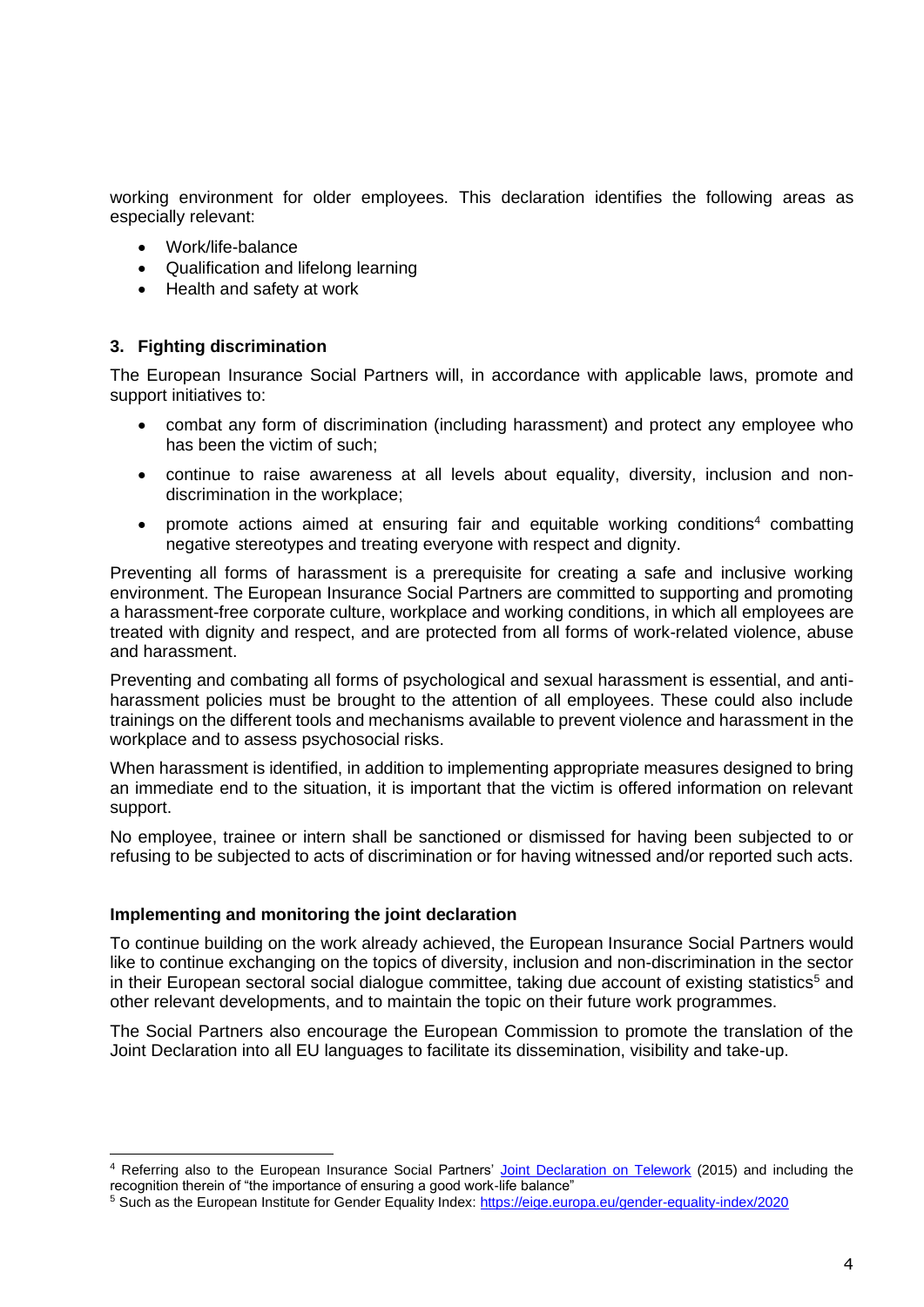working environment for older employees. This declaration identifies the following areas as especially relevant:

- Work/life-balance
- Qualification and lifelong learning
- Health and safety at work

### 3. Fighting discrimination

The European Insurance Social Partners will, in accordance with applicable laws, promote and support initiatives to:

- combat any form of discrimination (including harassment) and protect any employee who has been the victim of such;
- continue to raise awareness at all levels about equality, diversity, inclusion and non-discrimination in the workplace;
- promote actions aimed at ensuring fair and equitable working conditions[4] combatting negative stereotypes and treating everyone with respect and dignity.

Preventing all forms of harassment is a prerequisite for creating a safe and inclusive working environment. The European Insurance Social Partners are committed to supporting and promoting a harassment-free corporate culture, workplace and working conditions, in which all employees are treated with dignity and respect, and are protected from all forms of work-related violence, abuse and harassment.

Preventing and combating all forms of psychological and sexual harassment is essential, and anti-harassment policies must be brought to the attention of all employees. These could also include trainings on the different tools and mechanisms available to prevent violence and harassment in the workplace and to assess psychosocial risks.

When harassment is identified, in addition to implementing appropriate measures designed to bring an immediate end to the situation, it is important that the victim is offered information on relevant support.

No employee, trainee or intern shall be sanctioned or dismissed for having been subjected to or refusing to be subjected to acts of discrimination or for having witnessed and/or reported such acts.

### Implementing and monitoring the joint declaration

To continue building on the work already achieved, the European Insurance Social Partners would like to continue exchanging on the topics of diversity, inclusion and non-discrimination in the sector in their European sectoral social dialogue committee, taking due account of existing statistics[5] and other relevant developments, and to maintain the topic on their future work programmes.

The Social Partners also encourage the European Commission to promote the translation of the Joint Declaration into all EU languages to facilitate its dissemination, visibility and take-up.

---

[4] Referring also to the European Insurance Social Partners' Joint Declaration on Telework (2015) and including the recognition therein of "the importance of ensuring a good work-life balance"

[5] Such as the European Institute for Gender Equality Index: https://eige.europa.eu/gender-equality-index/2020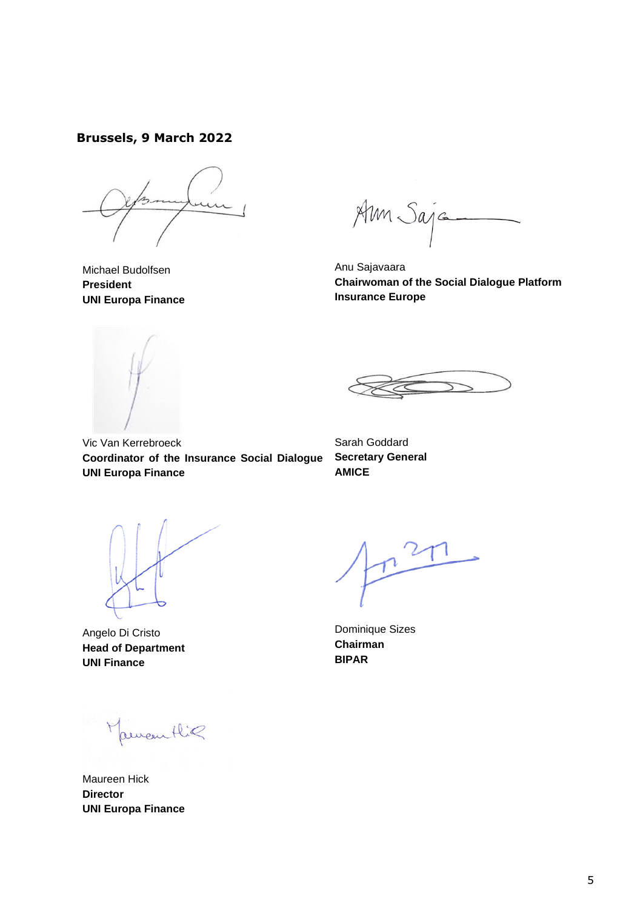**Brussels, 9 March 2022**

Michael Budolfsen
**President**
**UNI Europa Finance**

Anu Sajavaara
**Chairwoman of the Social Dialogue Platform**
**Insurance Europe**

Vic Van Kerrebroeck
**Coordinator of the Insurance Social Dialogue**
**UNI Europa Finance**

Sarah Goddard
**Secretary General**
**AMICE**

Angelo Di Cristo
**Head of Department**
**UNI Finance**

Dominique Sizes
**Chairman**
**BIPAR**

Maureen Hick
**Director**
**UNI Europa Finance**